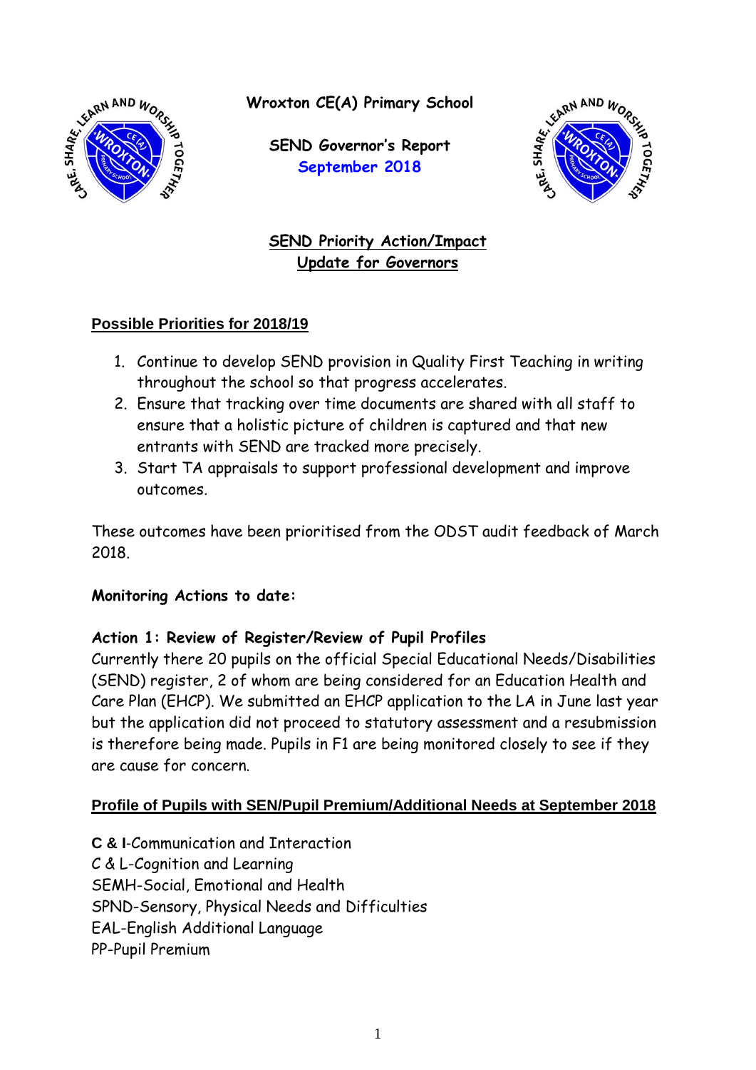# Wroxton CE(A) Primary School

## SEND Governor's Report
**September 2018**

### SEND Priority Action/Impact Update for Governors

**Possible Priorities for 2018/19**

1. Continue to develop SEND provision in Quality First Teaching in writing throughout the school so that progress accelerates.
2. Ensure that tracking over time documents are shared with all staff to ensure that a holistic picture of children is captured and that new entrants with SEND are tracked more precisely.
3. Start TA appraisals to support professional development and improve outcomes.

These outcomes have been prioritised from the ODST audit feedback of March 2018.

**Monitoring Actions to date:**

**Action 1: Review of Register/Review of Pupil Profiles**

Currently there 20 pupils on the official Special Educational Needs/Disabilities (SEND) register, 2 of whom are being considered for an Education Health and Care Plan (EHCP). We submitted an EHCP application to the LA in June last year but the application did not proceed to statutory assessment and a resubmission is therefore being made. Pupils in F1 are being monitored closely to see if they are cause for concern.

**Profile of Pupils with SEN/Pupil Premium/Additional Needs at September 2018**

**C & I**-Communication and Interaction
C & L-Cognition and Learning
SEMH-Social, Emotional and Health
SPND-Sensory, Physical Needs and Difficulties
EAL-English Additional Language
PP-Pupil Premium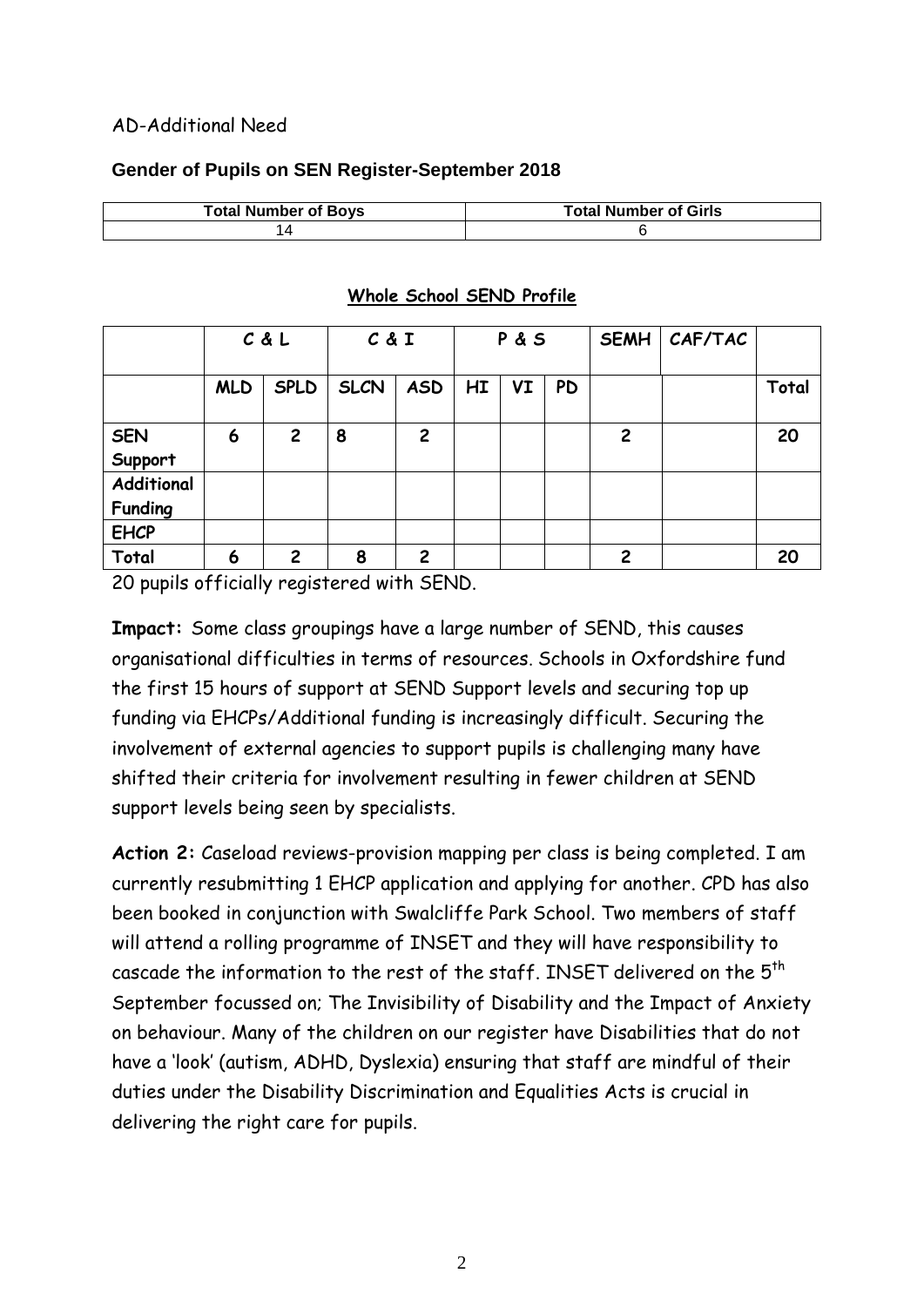AD-Additional Need

**Gender of Pupils on SEN Register-September 2018**

| Total Number of Boys | Total Number of Girls |
| --- | --- |
| 14 | 6 |

**Whole School SEND Profile**

| | C & L | | C & I | | P & S | | | SEMH | CAF/TAC | |
| --- | --- | --- | --- | --- | --- | --- | --- | --- | --- | --- |
| | **MLD** | **SPLD** | **SLCN** | **ASD** | **HI** | **VI** | **PD** | | | **Total** |
| **SEN Support** | 6 | 2 | 8 | 2 | | | | 2 | | 20 |
| **Additional Funding** | | | | | | | | | | |
| **EHCP** | | | | | | | | | | |
| **Total** | 6 | 2 | 8 | 2 | | | | 2 | | 20 |

20 pupils officially registered with SEND.

**Impact:** Some class groupings have a large number of SEND, this causes organisational difficulties in terms of resources. Schools in Oxfordshire fund the first 15 hours of support at SEND Support levels and securing top up funding via EHCPs/Additional funding is increasingly difficult. Securing the involvement of external agencies to support pupils is challenging many have shifted their criteria for involvement resulting in fewer children at SEND support levels being seen by specialists.

**Action 2:** Caseload reviews-provision mapping per class is being completed. I am currently resubmitting 1 EHCP application and applying for another. CPD has also been booked in conjunction with Swalcliffe Park School. Two members of staff will attend a rolling programme of INSET and they will have responsibility to cascade the information to the rest of the staff. INSET delivered on the 5th September focussed on; The Invisibility of Disability and the Impact of Anxiety on behaviour. Many of the children on our register have Disabilities that do not have a 'look' (autism, ADHD, Dyslexia) ensuring that staff are mindful of their duties under the Disability Discrimination and Equalities Acts is crucial in delivering the right care for pupils.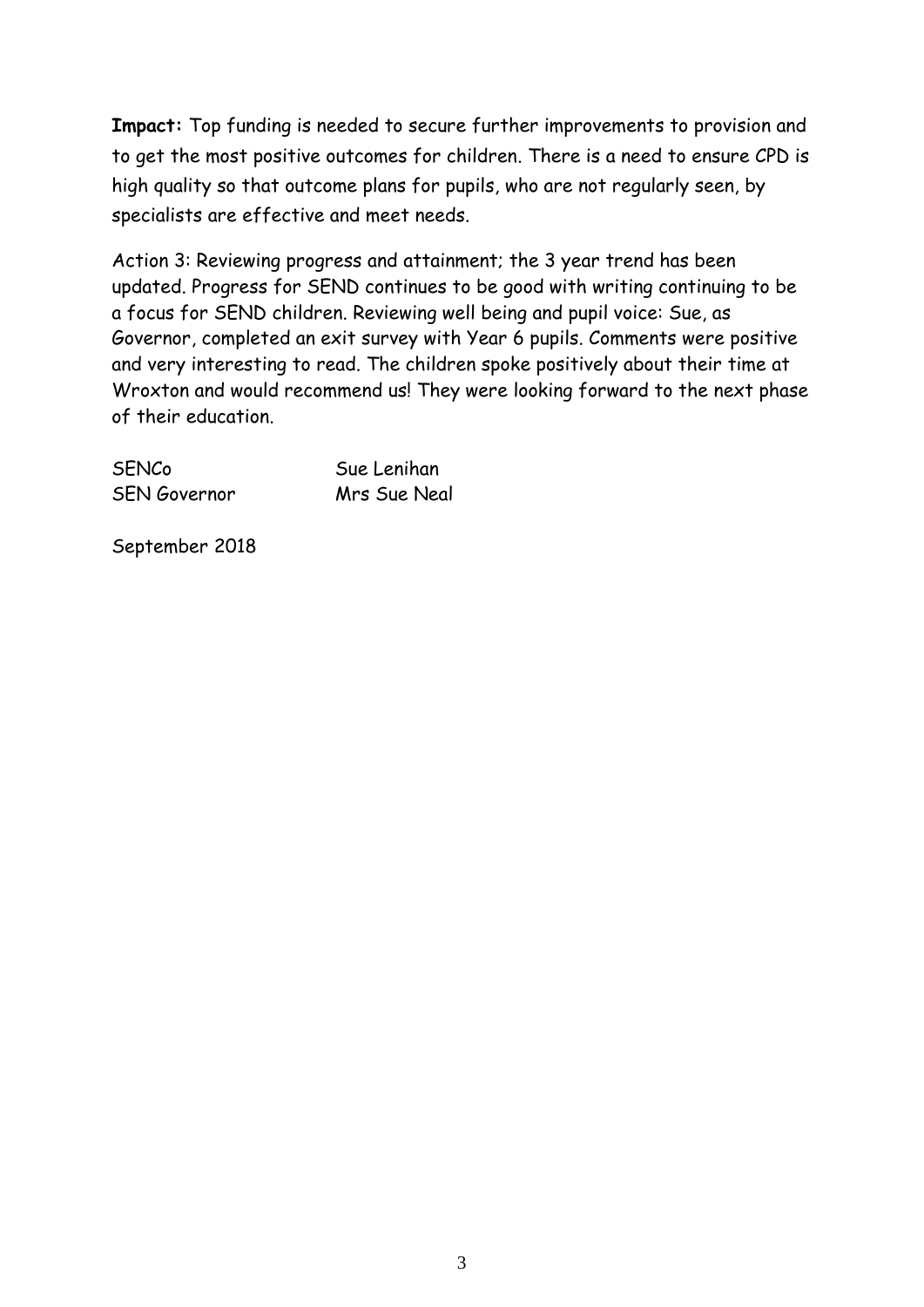**Impact:** Top funding is needed to secure further improvements to provision and to get the most positive outcomes for children. There is a need to ensure CPD is high quality so that outcome plans for pupils, who are not regularly seen, by specialists are effective and meet needs.

Action 3: Reviewing progress and attainment; the 3 year trend has been updated. Progress for SEND continues to be good with writing continuing to be a focus for SEND children. Reviewing well being and pupil voice: Sue, as Governor, completed an exit survey with Year 6 pupils. Comments were positive and very interesting to read. The children spoke positively about their time at Wroxton and would recommend us! They were looking forward to the next phase of their education.

| | |
|---|---|
| SENCo | Sue Lenihan |
| SEN Governor | Mrs Sue Neal |

September 2018